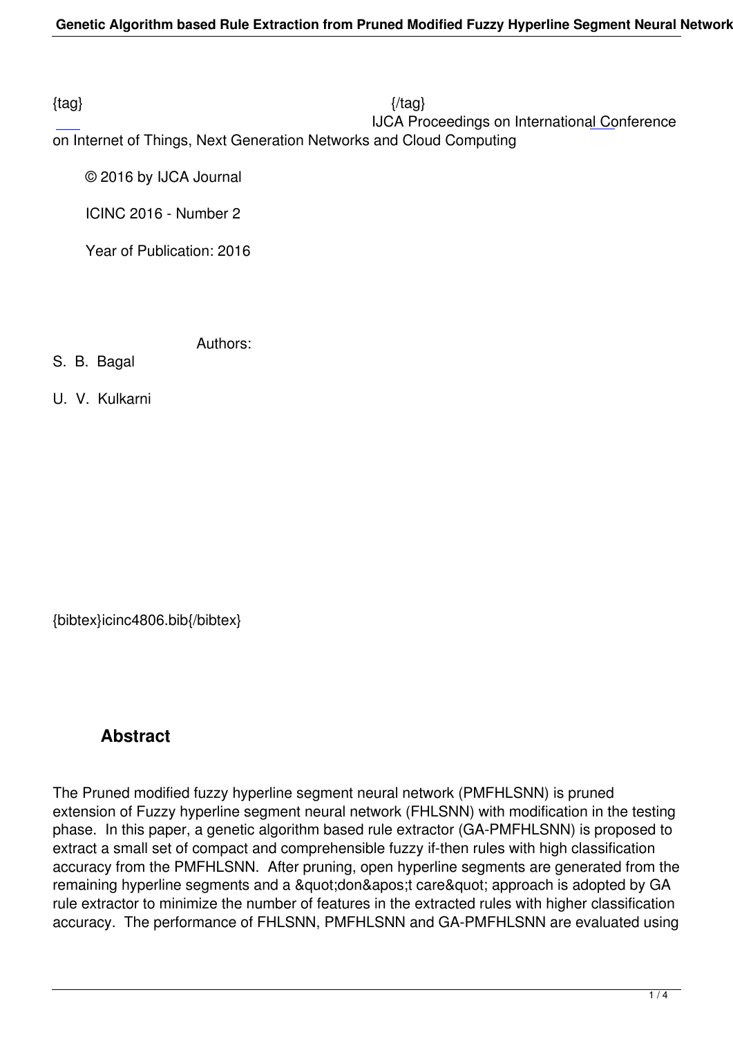{tag} {/tag}

IJCA Proceedings on International Conference on Internet of Things, Next Generation Networks and Cloud Computing

© 2016 by IJCA Journal

ICINC 2016 - Number 2

Year of Publication: 2016

Authors:

S. B. Bagal

U. V. Kulkarni

{bibtex}icinc4806.bib{/bibtex}

## Abstract

The Pruned modified fuzzy hyperline segment neural network (PMFHLSNN) is pruned extension of Fuzzy hyperline segment neural network (FHLSNN) with modification in the testing phase. In this paper, a genetic algorithm based rule extractor (GA-PMFHLSNN) is proposed to extract a small set of compact and comprehensible fuzzy if-then rules with high classification accuracy from the PMFHLSNN. After pruning, open hyperline segments are generated from the remaining hyperline segments and a &quot;don&apos;t care&quot; approach is adopted by GA rule extractor to minimize the number of features in the extracted rules with higher classification accuracy. The performance of FHLSNN, PMFHLSNN and GA-PMFHLSNN are evaluated using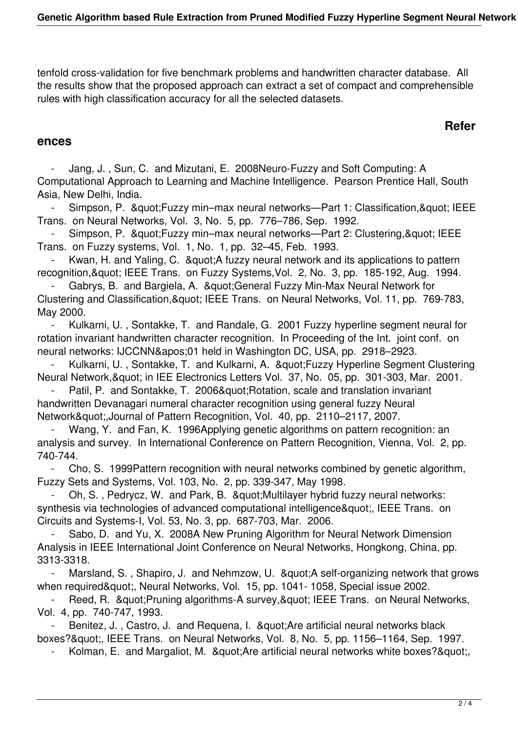tenfold cross-validation for five benchmark problems and handwritten character database. All the results show that the proposed approach can extract a set of compact and comprehensible rules with high classification accuracy for all the selected datasets.

## References

- Jang, J. , Sun, C. and Mizutani, E. 2008Neuro-Fuzzy and Soft Computing: A Computational Approach to Learning and Machine Intelligence. Pearson Prentice Hall, South Asia, New Delhi, India.
- Simpson, P. &quot;Fuzzy min–max neural networks—Part 1: Classification,&quot; IEEE Trans. on Neural Networks, Vol. 3, No. 5, pp. 776–786, Sep. 1992.
- Simpson, P. &quot;Fuzzy min–max neural networks—Part 2: Clustering,&quot; IEEE Trans. on Fuzzy systems, Vol. 1, No. 1, pp. 32–45, Feb. 1993.
- Kwan, H. and Yaling, C. &quot;A fuzzy neural network and its applications to pattern recognition,&quot; IEEE Trans. on Fuzzy Systems,Vol. 2, No. 3, pp. 185-192, Aug. 1994.
- Gabrys, B. and Bargiela, A. &quot;General Fuzzy Min-Max Neural Network for Clustering and Classification,&quot; IEEE Trans. on Neural Networks, Vol. 11, pp. 769-783, May 2000.
- Kulkarni, U. , Sontakke, T. and Randale, G. 2001 Fuzzy hyperline segment neural for rotation invariant handwritten character recognition. In Proceeding of the Int. joint conf. on neural networks: IJCCNN&apos;01 held in Washington DC, USA, pp. 2918–2923.
- Kulkarni, U. , Sontakke, T. and Kulkarni, A. &quot;Fuzzy Hyperline Segment Clustering Neural Network,&quot; in IEE Electronics Letters Vol. 37, No. 05, pp. 301-303, Mar. 2001.
- Patil, P. and Sontakke, T. 2006&quot;Rotation, scale and translation invariant handwritten Devanagari numeral character recognition using general fuzzy Neural Network&quot;,Journal of Pattern Recognition, Vol. 40, pp. 2110–2117, 2007.
- Wang, Y. and Fan, K. 1996Applying genetic algorithms on pattern recognition: an analysis and survey. In International Conference on Pattern Recognition, Vienna, Vol. 2, pp. 740-744.
- Cho, S. 1999Pattern recognition with neural networks combined by genetic algorithm, Fuzzy Sets and Systems, Vol. 103, No. 2, pp. 339-347, May 1998.
- Oh, S. , Pedrycz, W. and Park, B. &quot;Multilayer hybrid fuzzy neural networks: synthesis via technologies of advanced computational intelligence&quot;, IEEE Trans. on Circuits and Systems-I, Vol. 53, No. 3, pp. 687-703, Mar. 2006.
- Sabo, D. and Yu, X. 2008A New Pruning Algorithm for Neural Network Dimension Analysis in IEEE International Joint Conference on Neural Networks, Hongkong, China, pp. 3313-3318.
- Marsland, S. , Shapiro, J. and Nehmzow, U. &quot;A self-organizing network that grows when required&quot;, Neural Networks, Vol. 15, pp. 1041- 1058, Special issue 2002.
- Reed, R. &quot;Pruning algorithms-A survey,&quot; IEEE Trans. on Neural Networks, Vol. 4, pp. 740-747, 1993.
- Benitez, J. , Castro, J. and Requena, I. &quot;Are artificial neural networks black boxes?&quot;, IEEE Trans. on Neural Networks, Vol. 8, No. 5, pp. 1156–1164, Sep. 1997.
- Kolman, E. and Margaliot, M. &quot;Are artificial neural networks white boxes?&quot;,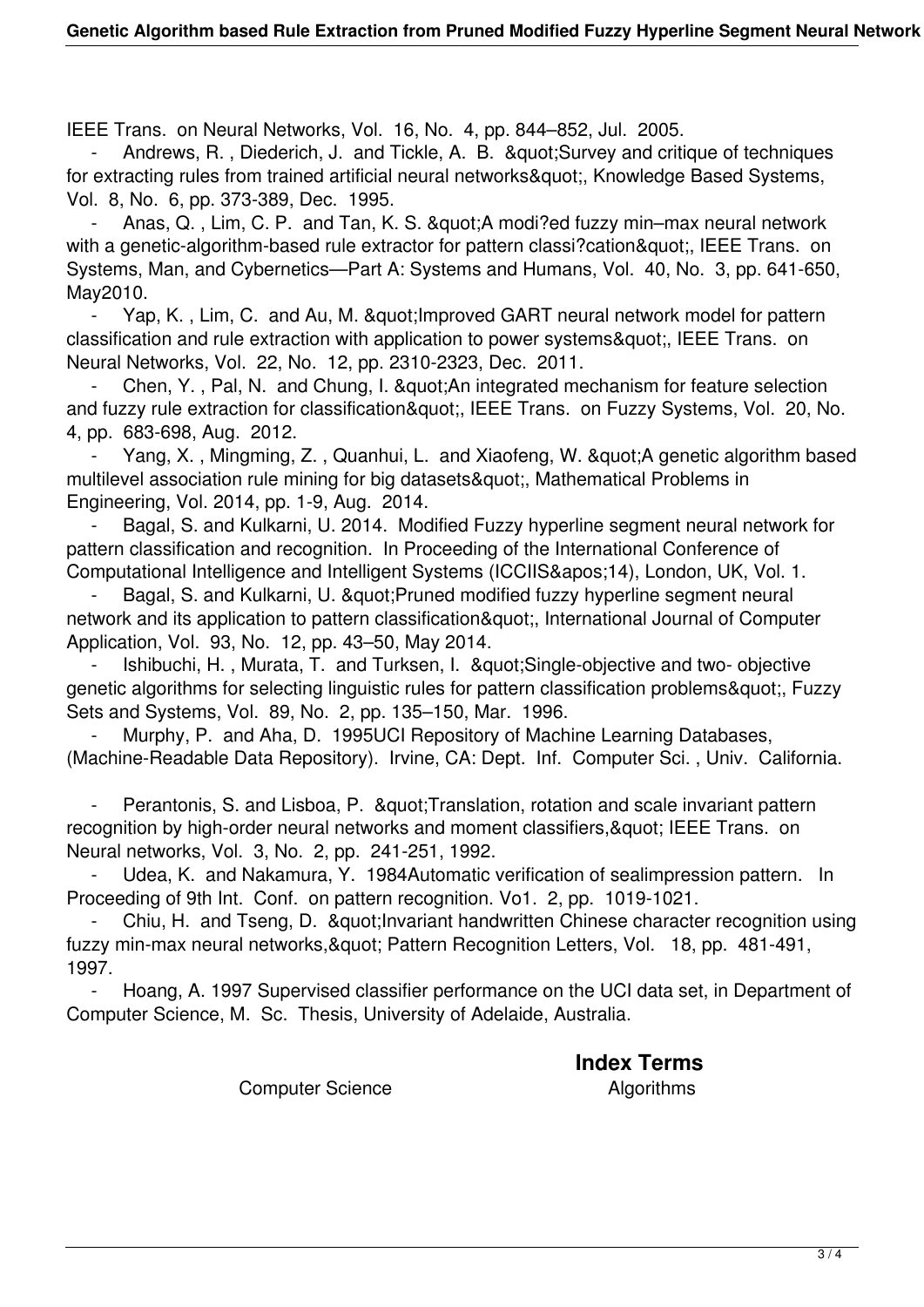IEEE Trans. on Neural Networks, Vol. 16, No. 4, pp. 844–852, Jul. 2005.

- Andrews, R. , Diederich, J. and Tickle, A. B. &quot;Survey and critique of techniques for extracting rules from trained artificial neural networks&quot;, Knowledge Based Systems, Vol. 8, No. 6, pp. 373-389, Dec. 1995.
- Anas, Q. , Lim, C. P. and Tan, K. S. &quot;A modi?ed fuzzy min–max neural network with a genetic-algorithm-based rule extractor for pattern classi?cation&quot;, IEEE Trans. on Systems, Man, and Cybernetics—Part A: Systems and Humans, Vol. 40, No. 3, pp. 641-650, May2010.
- Yap, K. , Lim, C. and Au, M. &quot;Improved GART neural network model for pattern classification and rule extraction with application to power systems&quot;, IEEE Trans. on Neural Networks, Vol. 22, No. 12, pp. 2310-2323, Dec. 2011.
- Chen, Y. , Pal, N. and Chung, I. &quot;An integrated mechanism for feature selection and fuzzy rule extraction for classification&quot;, IEEE Trans. on Fuzzy Systems, Vol. 20, No. 4, pp. 683-698, Aug. 2012.
- Yang, X. , Mingming, Z. , Quanhui, L. and Xiaofeng, W. &quot;A genetic algorithm based multilevel association rule mining for big datasets&quot;, Mathematical Problems in Engineering, Vol. 2014, pp. 1-9, Aug. 2014.
- Bagal, S. and Kulkarni, U. 2014. Modified Fuzzy hyperline segment neural network for pattern classification and recognition. In Proceeding of the International Conference of Computational Intelligence and Intelligent Systems (ICCIIS&apos;14), London, UK, Vol. 1.
- Bagal, S. and Kulkarni, U. &quot;Pruned modified fuzzy hyperline segment neural network and its application to pattern classification&quot;, International Journal of Computer Application, Vol. 93, No. 12, pp. 43–50, May 2014.
- Ishibuchi, H. , Murata, T. and Turksen, I. &quot;Single-objective and two- objective genetic algorithms for selecting linguistic rules for pattern classification problems&quot;, Fuzzy Sets and Systems, Vol. 89, No. 2, pp. 135–150, Mar. 1996.
- Murphy, P. and Aha, D. 1995UCI Repository of Machine Learning Databases, (Machine-Readable Data Repository). Irvine, CA: Dept. Inf. Computer Sci. , Univ. California.
- Perantonis, S. and Lisboa, P. &quot;Translation, rotation and scale invariant pattern recognition by high-order neural networks and moment classifiers,&quot; IEEE Trans. on Neural networks, Vol. 3, No. 2, pp. 241-251, 1992.
- Udea, K. and Nakamura, Y. 1984Automatic verification of sealimpression pattern. In Proceeding of 9th Int. Conf. on pattern recognition. Vo1. 2, pp. 1019-1021.
- Chiu, H. and Tseng, D. &quot;Invariant handwritten Chinese character recognition using fuzzy min-max neural networks,&quot; Pattern Recognition Letters, Vol. 18, pp. 481-491, 1997.
- Hoang, A. 1997 Supervised classifier performance on the UCI data set, in Department of Computer Science, M. Sc. Thesis, University of Adelaide, Australia.

## Index Terms

Computer Science Algorithms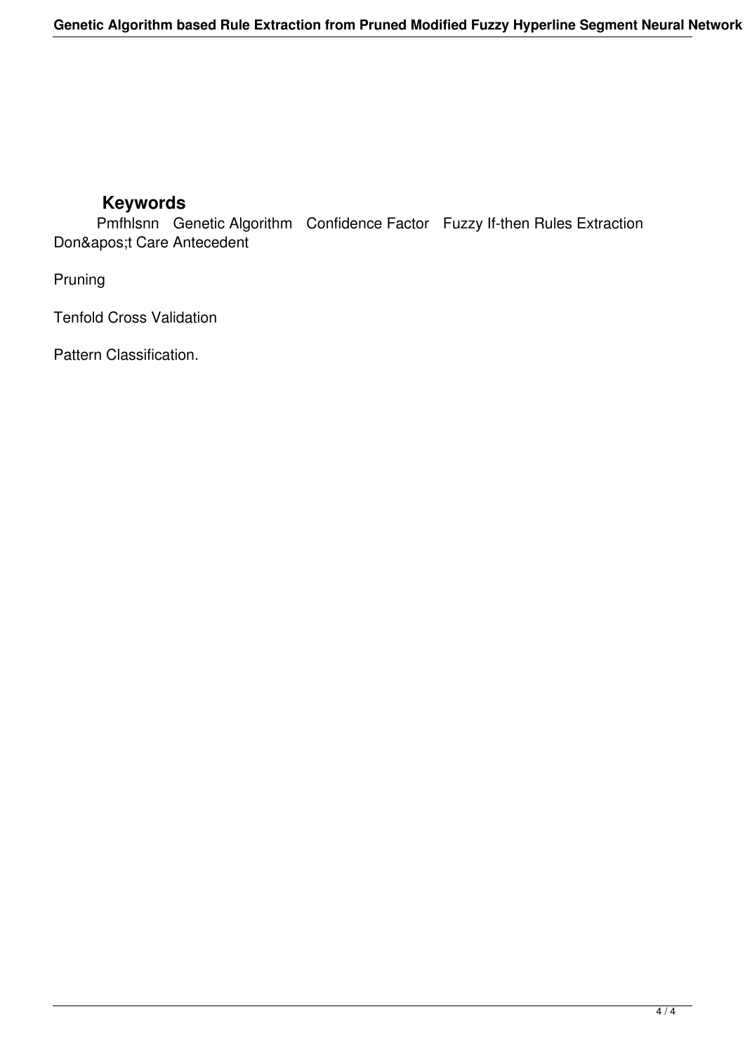## Keywords

Pmfhlsnn   Genetic Algorithm   Confidence Factor   Fuzzy If-then Rules Extraction
Don&apos;t Care Antecedent

Pruning

Tenfold Cross Validation

Pattern Classification.